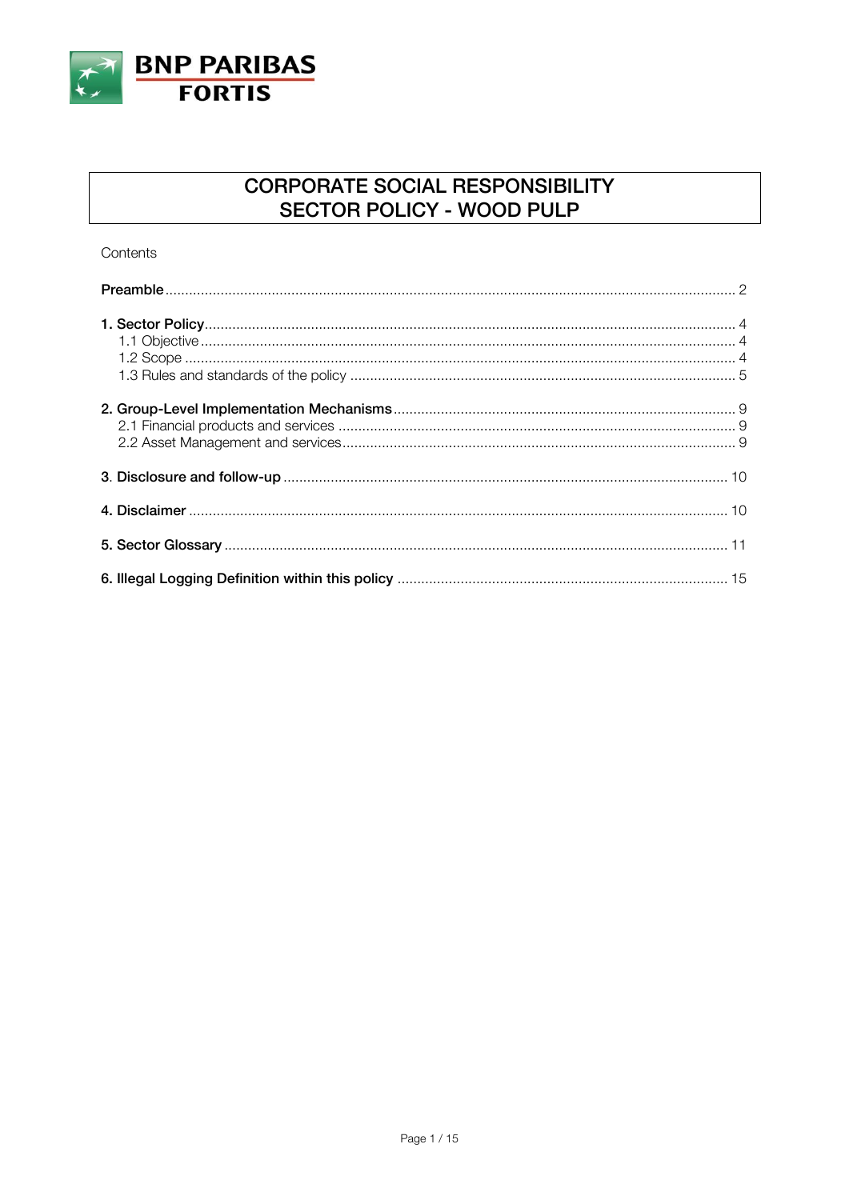BNP PARIBAS FORTIS

# CORPORATE SOCIAL RESPONSIBILITY
# SECTOR POLICY - WOOD PULP

Contents

**Preamble** .......... 2

**1. Sector Policy** .......... 4
- 1.1 Objective .......... 4
- 1.2 Scope .......... 4
- 1.3 Rules and standards of the policy .......... 5

**2. Group-Level Implementation Mechanisms** .......... 9
- 2.1 Financial products and services .......... 9
- 2.2 Asset Management and services .......... 9

**3. Disclosure and follow-up** .......... 10

**4. Disclaimer** .......... 10

**5. Sector Glossary** .......... 11

**6. Illegal Logging Definition within this policy** .......... 15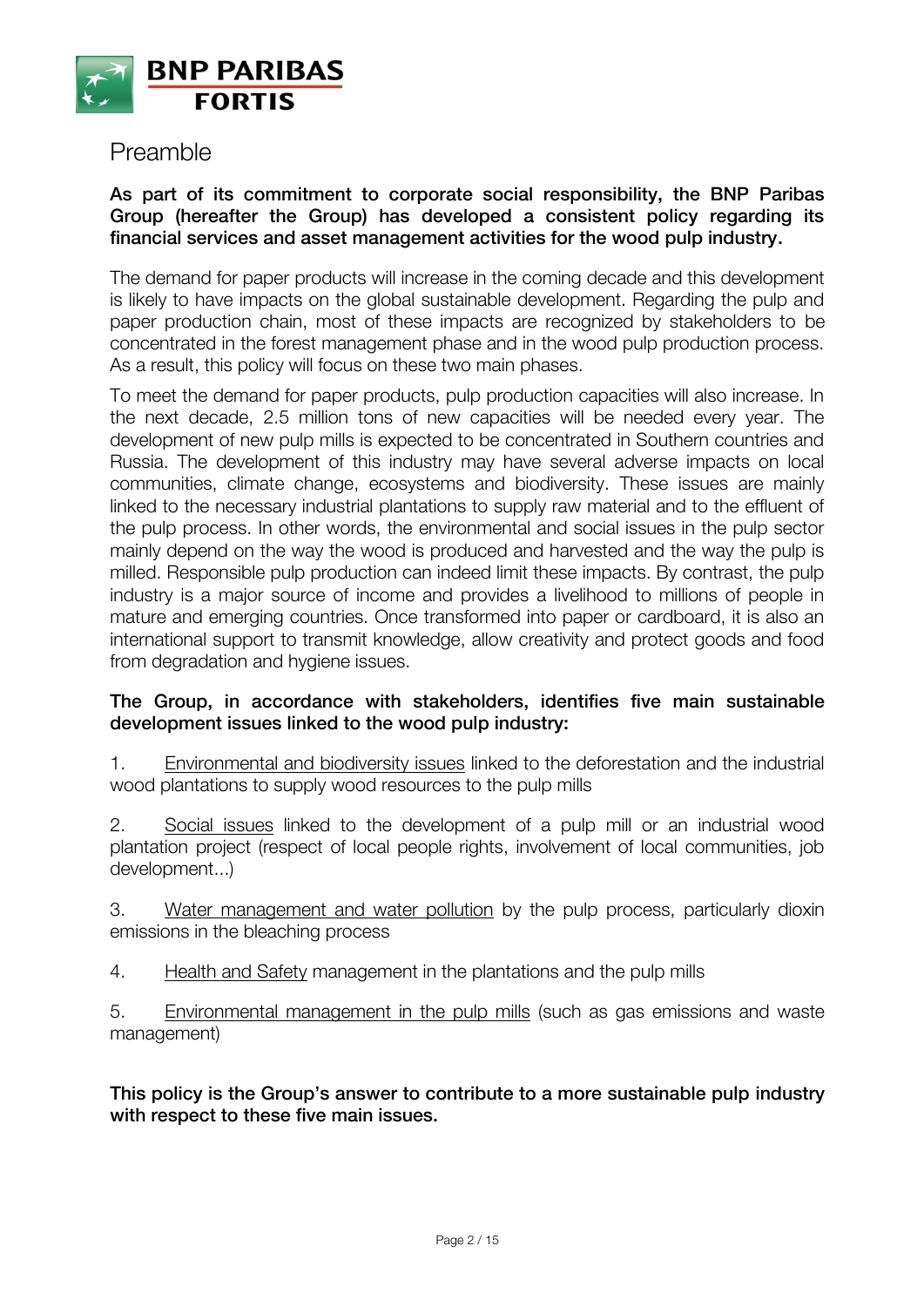# Preamble

**As part of its commitment to corporate social responsibility, the BNP Paribas Group (hereafter the Group) has developed a consistent policy regarding its financial services and asset management activities for the wood pulp industry.**

The demand for paper products will increase in the coming decade and this development is likely to have impacts on the global sustainable development. Regarding the pulp and paper production chain, most of these impacts are recognized by stakeholders to be concentrated in the forest management phase and in the wood pulp production process. As a result, this policy will focus on these two main phases.

To meet the demand for paper products, pulp production capacities will also increase. In the next decade, 2.5 million tons of new capacities will be needed every year. The development of new pulp mills is expected to be concentrated in Southern countries and Russia. The development of this industry may have several adverse impacts on local communities, climate change, ecosystems and biodiversity. These issues are mainly linked to the necessary industrial plantations to supply raw material and to the effluent of the pulp process. In other words, the environmental and social issues in the pulp sector mainly depend on the way the wood is produced and harvested and the way the pulp is milled. Responsible pulp production can indeed limit these impacts. By contrast, the pulp industry is a major source of income and provides a livelihood to millions of people in mature and emerging countries. Once transformed into paper or cardboard, it is also an international support to transmit knowledge, allow creativity and protect goods and food from degradation and hygiene issues.

**The Group, in accordance with stakeholders, identifies five main sustainable development issues linked to the wood pulp industry:**

1. Environmental and biodiversity issues linked to the deforestation and the industrial wood plantations to supply wood resources to the pulp mills

2. Social issues linked to the development of a pulp mill or an industrial wood plantation project (respect of local people rights, involvement of local communities, job development...)

3. Water management and water pollution by the pulp process, particularly dioxin emissions in the bleaching process

4. Health and Safety management in the plantations and the pulp mills

5. Environmental management in the pulp mills (such as gas emissions and waste management)

**This policy is the Group's answer to contribute to a more sustainable pulp industry with respect to these five main issues.**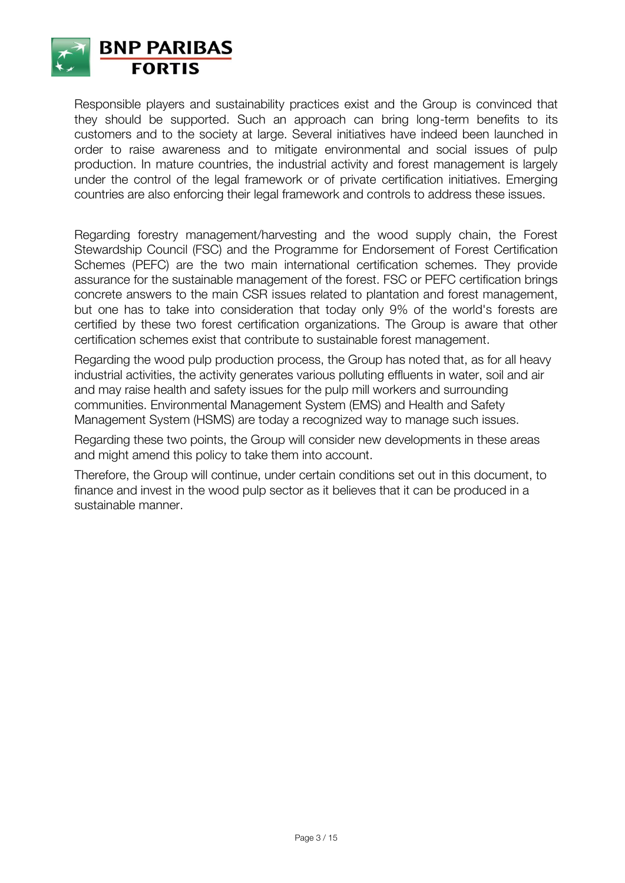Responsible players and sustainability practices exist and the Group is convinced that they should be supported. Such an approach can bring long-term benefits to its customers and to the society at large. Several initiatives have indeed been launched in order to raise awareness and to mitigate environmental and social issues of pulp production. In mature countries, the industrial activity and forest management is largely under the control of the legal framework or of private certification initiatives. Emerging countries are also enforcing their legal framework and controls to address these issues.

Regarding forestry management/harvesting and the wood supply chain, the Forest Stewardship Council (FSC) and the Programme for Endorsement of Forest Certification Schemes (PEFC) are the two main international certification schemes. They provide assurance for the sustainable management of the forest. FSC or PEFC certification brings concrete answers to the main CSR issues related to plantation and forest management, but one has to take into consideration that today only 9% of the world's forests are certified by these two forest certification organizations. The Group is aware that other certification schemes exist that contribute to sustainable forest management.

Regarding the wood pulp production process, the Group has noted that, as for all heavy industrial activities, the activity generates various polluting effluents in water, soil and air and may raise health and safety issues for the pulp mill workers and surrounding communities. Environmental Management System (EMS) and Health and Safety Management System (HSMS) are today a recognized way to manage such issues.

Regarding these two points, the Group will consider new developments in these areas and might amend this policy to take them into account.

Therefore, the Group will continue, under certain conditions set out in this document, to finance and invest in the wood pulp sector as it believes that it can be produced in a sustainable manner.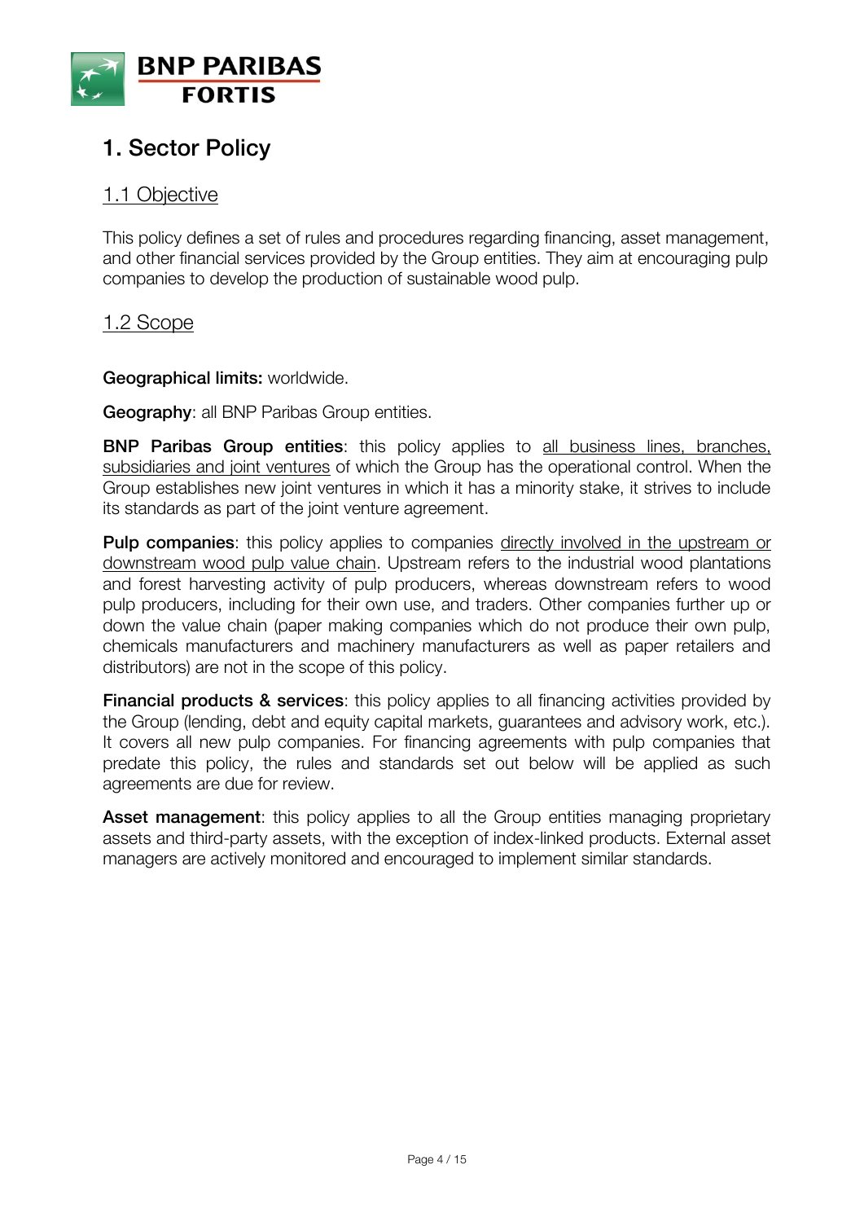# 1. Sector Policy

## 1.1 Objective

This policy defines a set of rules and procedures regarding financing, asset management, and other financial services provided by the Group entities. They aim at encouraging pulp companies to develop the production of sustainable wood pulp.

## 1.2 Scope

**Geographical limits:** worldwide.

**Geography**: all BNP Paribas Group entities.

**BNP Paribas Group entities**: this policy applies to all business lines, branches, subsidiaries and joint ventures of which the Group has the operational control. When the Group establishes new joint ventures in which it has a minority stake, it strives to include its standards as part of the joint venture agreement.

**Pulp companies**: this policy applies to companies directly involved in the upstream or downstream wood pulp value chain. Upstream refers to the industrial wood plantations and forest harvesting activity of pulp producers, whereas downstream refers to wood pulp producers, including for their own use, and traders. Other companies further up or down the value chain (paper making companies which do not produce their own pulp, chemicals manufacturers and machinery manufacturers as well as paper retailers and distributors) are not in the scope of this policy.

**Financial products & services**: this policy applies to all financing activities provided by the Group (lending, debt and equity capital markets, guarantees and advisory work, etc.). It covers all new pulp companies. For financing agreements with pulp companies that predate this policy, the rules and standards set out below will be applied as such agreements are due for review.

**Asset management**: this policy applies to all the Group entities managing proprietary assets and third-party assets, with the exception of index-linked products. External asset managers are actively monitored and encouraged to implement similar standards.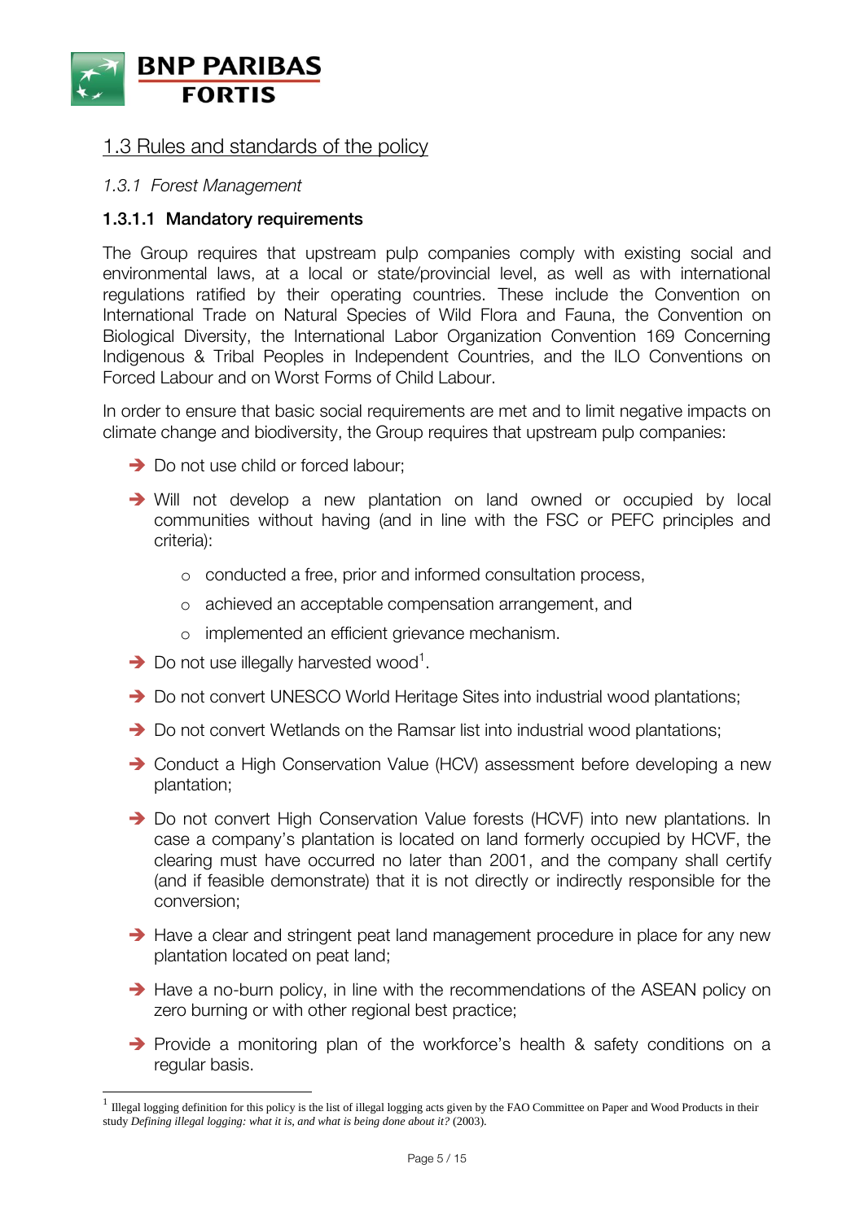## 1.3 Rules and standards of the policy

### *1.3.1 Forest Management*

#### 1.3.1.1 Mandatory requirements

The Group requires that upstream pulp companies comply with existing social and environmental laws, at a local or state/provincial level, as well as with international regulations ratified by their operating countries. These include the Convention on International Trade on Natural Species of Wild Flora and Fauna, the Convention on Biological Diversity, the International Labor Organization Convention 169 Concerning Indigenous & Tribal Peoples in Independent Countries, and the ILO Conventions on Forced Labour and on Worst Forms of Child Labour.

In order to ensure that basic social requirements are met and to limit negative impacts on climate change and biodiversity, the Group requires that upstream pulp companies:

- Do not use child or forced labour;
- Will not develop a new plantation on land owned or occupied by local communities without having (and in line with the FSC or PEFC principles and criteria):
  - conducted a free, prior and informed consultation process,
  - achieved an acceptable compensation arrangement, and
  - implemented an efficient grievance mechanism.
- Do not use illegally harvested wood[1].
- Do not convert UNESCO World Heritage Sites into industrial wood plantations;
- Do not convert Wetlands on the Ramsar list into industrial wood plantations;
- Conduct a High Conservation Value (HCV) assessment before developing a new plantation;
- Do not convert High Conservation Value forests (HCVF) into new plantations. In case a company's plantation is located on land formerly occupied by HCVF, the clearing must have occurred no later than 2001, and the company shall certify (and if feasible demonstrate) that it is not directly or indirectly responsible for the conversion;
- Have a clear and stringent peat land management procedure in place for any new plantation located on peat land;
- Have a no-burn policy, in line with the recommendations of the ASEAN policy on zero burning or with other regional best practice;
- Provide a monitoring plan of the workforce's health & safety conditions on a regular basis.

[1] Illegal logging definition for this policy is the list of illegal logging acts given by the FAO Committee on Paper and Wood Products in their study *Defining illegal logging: what it is, and what is being done about it?* (2003).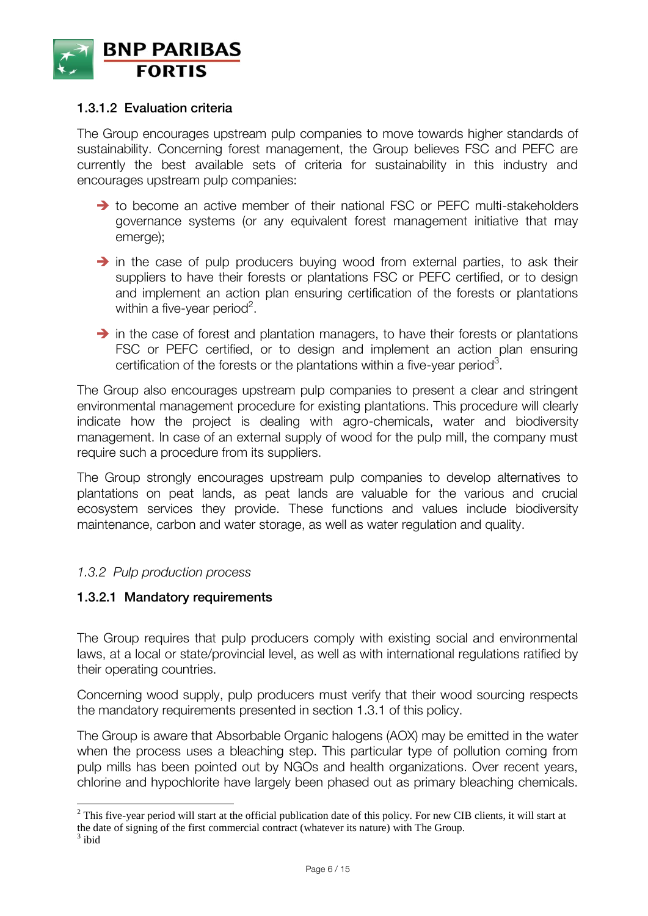#### 1.3.1.2 Evaluation criteria

The Group encourages upstream pulp companies to move towards higher standards of sustainability. Concerning forest management, the Group believes FSC and PEFC are currently the best available sets of criteria for sustainability in this industry and encourages upstream pulp companies:

- to become an active member of their national FSC or PEFC multi-stakeholders governance systems (or any equivalent forest management initiative that may emerge);
- in the case of pulp producers buying wood from external parties, to ask their suppliers to have their forests or plantations FSC or PEFC certified, or to design and implement an action plan ensuring certification of the forests or plantations within a five-year period[2].
- in the case of forest and plantation managers, to have their forests or plantations FSC or PEFC certified, or to design and implement an action plan ensuring certification of the forests or the plantations within a five-year period[3].

The Group also encourages upstream pulp companies to present a clear and stringent environmental management procedure for existing plantations. This procedure will clearly indicate how the project is dealing with agro-chemicals, water and biodiversity management. In case of an external supply of wood for the pulp mill, the company must require such a procedure from its suppliers.

The Group strongly encourages upstream pulp companies to develop alternatives to plantations on peat lands, as peat lands are valuable for the various and crucial ecosystem services they provide. These functions and values include biodiversity maintenance, carbon and water storage, as well as water regulation and quality.

### *1.3.2 Pulp production process*

#### 1.3.2.1 Mandatory requirements

The Group requires that pulp producers comply with existing social and environmental laws, at a local or state/provincial level, as well as with international regulations ratified by their operating countries.

Concerning wood supply, pulp producers must verify that their wood sourcing respects the mandatory requirements presented in section 1.3.1 of this policy.

The Group is aware that Absorbable Organic halogens (AOX) may be emitted in the water when the process uses a bleaching step. This particular type of pollution coming from pulp mills has been pointed out by NGOs and health organizations. Over recent years, chlorine and hypochlorite have largely been phased out as primary bleaching chemicals.

---

[2] This five-year period will start at the official publication date of this policy. For new CIB clients, it will start at the date of signing of the first commercial contract (whatever its nature) with The Group.

[3] ibid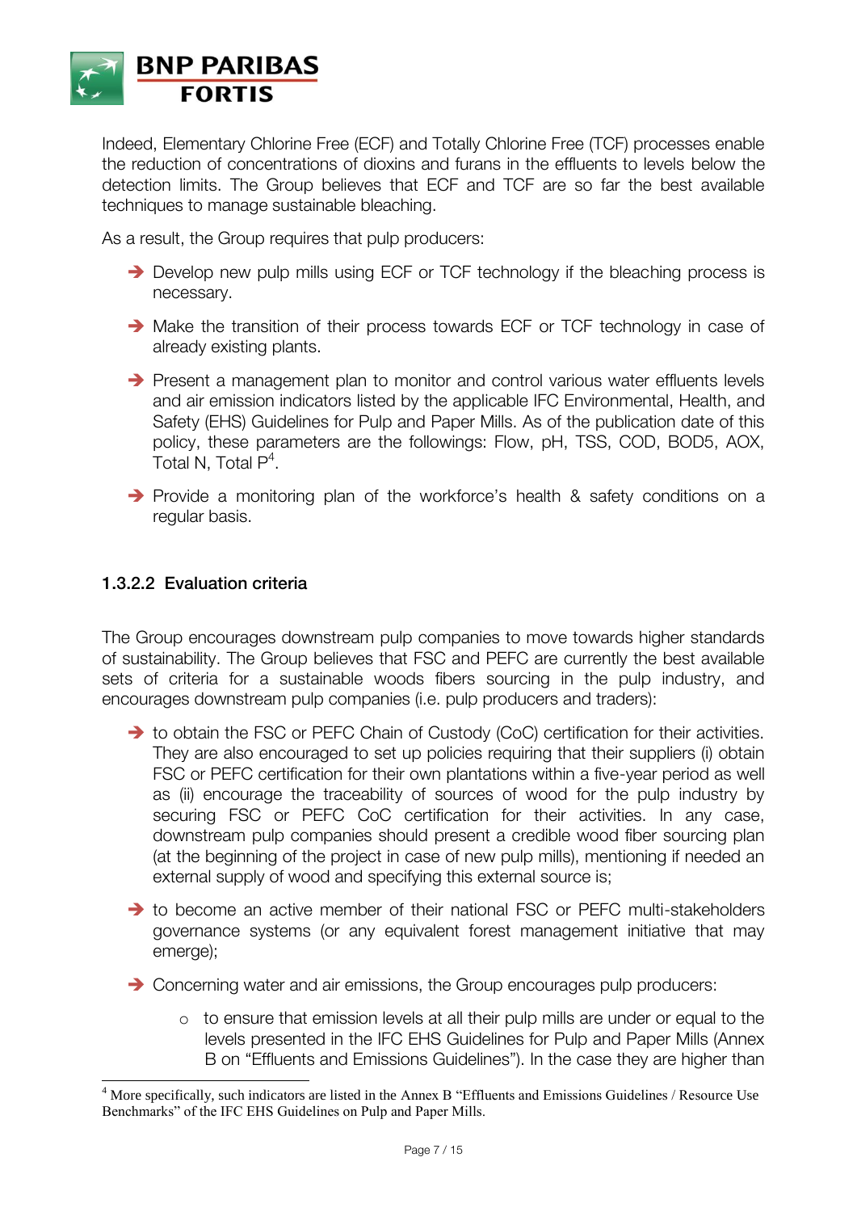Indeed, Elementary Chlorine Free (ECF) and Totally Chlorine Free (TCF) processes enable the reduction of concentrations of dioxins and furans in the effluents to levels below the detection limits. The Group believes that ECF and TCF are so far the best available techniques to manage sustainable bleaching.

As a result, the Group requires that pulp producers:

- Develop new pulp mills using ECF or TCF technology if the bleaching process is necessary.
- Make the transition of their process towards ECF or TCF technology in case of already existing plants.
- Present a management plan to monitor and control various water effluents levels and air emission indicators listed by the applicable IFC Environmental, Health, and Safety (EHS) Guidelines for Pulp and Paper Mills. As of the publication date of this policy, these parameters are the followings: Flow, pH, TSS, COD, BOD5, AOX, Total N, Total P[4].
- Provide a monitoring plan of the workforce's health & safety conditions on a regular basis.

### 1.3.2.2 Evaluation criteria

The Group encourages downstream pulp companies to move towards higher standards of sustainability. The Group believes that FSC and PEFC are currently the best available sets of criteria for a sustainable woods fibers sourcing in the pulp industry, and encourages downstream pulp companies (i.e. pulp producers and traders):

- to obtain the FSC or PEFC Chain of Custody (CoC) certification for their activities. They are also encouraged to set up policies requiring that their suppliers (i) obtain FSC or PEFC certification for their own plantations within a five-year period as well as (ii) encourage the traceability of sources of wood for the pulp industry by securing FSC or PEFC CoC certification for their activities. In any case, downstream pulp companies should present a credible wood fiber sourcing plan (at the beginning of the project in case of new pulp mills), mentioning if needed an external supply of wood and specifying this external source is;
- to become an active member of their national FSC or PEFC multi-stakeholders governance systems (or any equivalent forest management initiative that may emerge);
- Concerning water and air emissions, the Group encourages pulp producers:
    - to ensure that emission levels at all their pulp mills are under or equal to the levels presented in the IFC EHS Guidelines for Pulp and Paper Mills (Annex B on "Effluents and Emissions Guidelines"). In the case they are higher than

[4] More specifically, such indicators are listed in the Annex B "Effluents and Emissions Guidelines / Resource Use Benchmarks" of the IFC EHS Guidelines on Pulp and Paper Mills.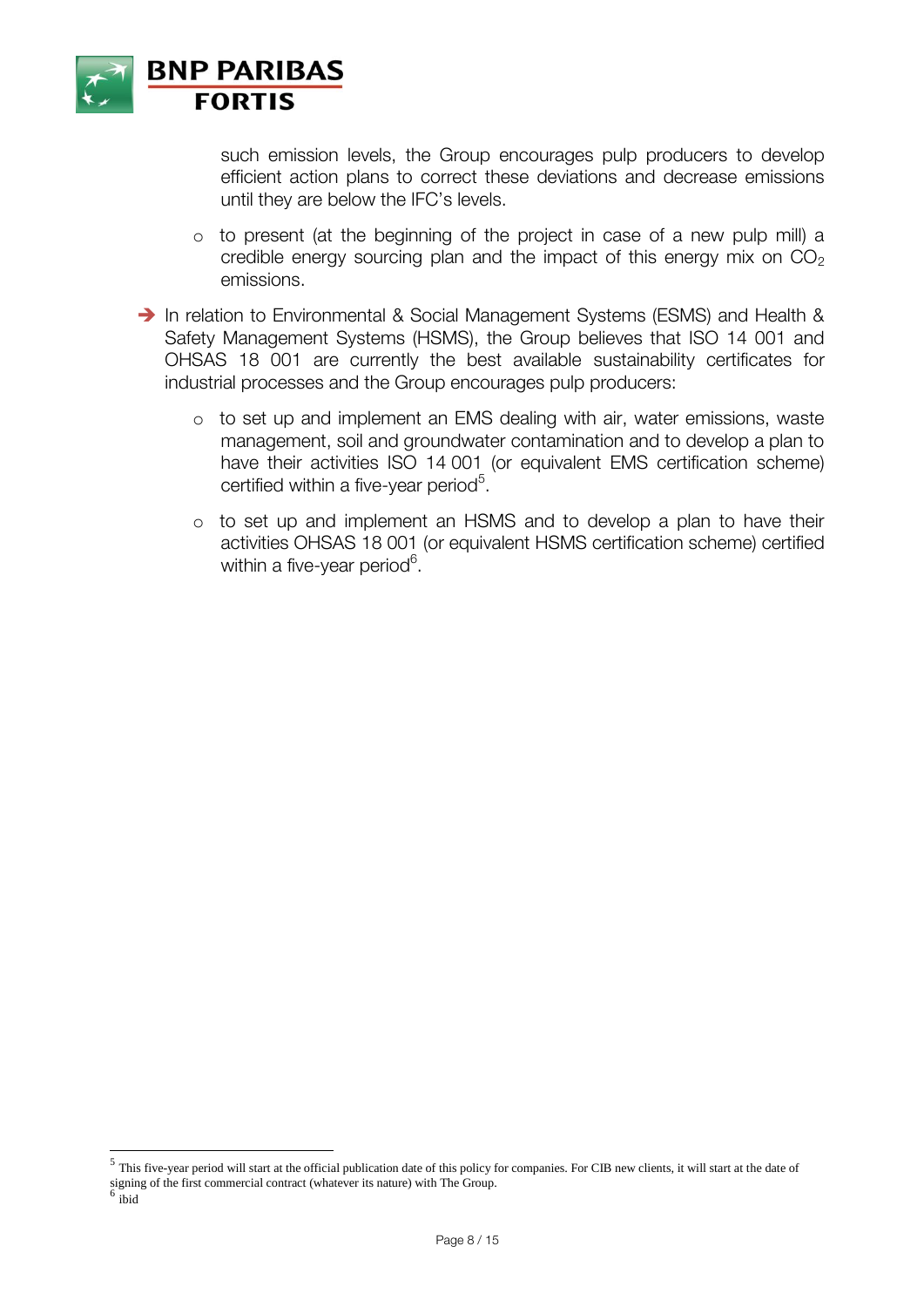such emission levels, the Group encourages pulp producers to develop efficient action plans to correct these deviations and decrease emissions until they are below the IFC's levels.

   - to present (at the beginning of the project in case of a new pulp mill) a credible energy sourcing plan and the impact of this energy mix on $CO_2$ emissions.

- ➔ In relation to Environmental & Social Management Systems (ESMS) and Health & Safety Management Systems (HSMS), the Group believes that ISO 14 001 and OHSAS 18 001 are currently the best available sustainability certificates for industrial processes and the Group encourages pulp producers:

   - to set up and implement an EMS dealing with air, water emissions, waste management, soil and groundwater contamination and to develop a plan to have their activities ISO 14 001 (or equivalent EMS certification scheme) certified within a five-year period[5].

   - to set up and implement an HSMS and to develop a plan to have their activities OHSAS 18 001 (or equivalent HSMS certification scheme) certified within a five-year period[6].

---

[5] This five-year period will start at the official publication date of this policy for companies. For CIB new clients, it will start at the date of signing of the first commercial contract (whatever its nature) with The Group.

[6] ibid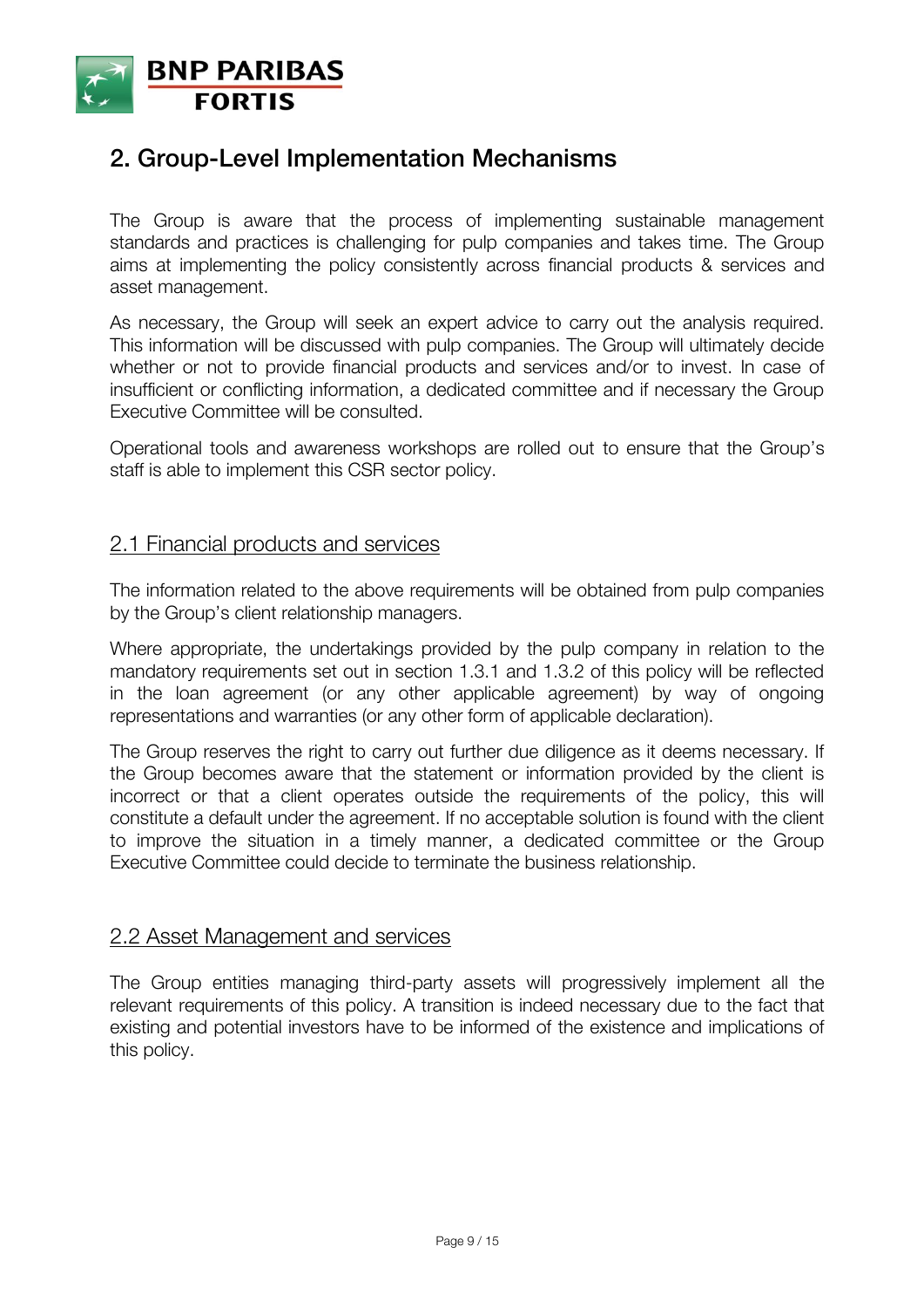## 2. Group-Level Implementation Mechanisms

The Group is aware that the process of implementing sustainable management standards and practices is challenging for pulp companies and takes time. The Group aims at implementing the policy consistently across financial products & services and asset management.

As necessary, the Group will seek an expert advice to carry out the analysis required. This information will be discussed with pulp companies. The Group will ultimately decide whether or not to provide financial products and services and/or to invest. In case of insufficient or conflicting information, a dedicated committee and if necessary the Group Executive Committee will be consulted.

Operational tools and awareness workshops are rolled out to ensure that the Group's staff is able to implement this CSR sector policy.

### 2.1 Financial products and services

The information related to the above requirements will be obtained from pulp companies by the Group's client relationship managers.

Where appropriate, the undertakings provided by the pulp company in relation to the mandatory requirements set out in section 1.3.1 and 1.3.2 of this policy will be reflected in the loan agreement (or any other applicable agreement) by way of ongoing representations and warranties (or any other form of applicable declaration).

The Group reserves the right to carry out further due diligence as it deems necessary. If the Group becomes aware that the statement or information provided by the client is incorrect or that a client operates outside the requirements of the policy, this will constitute a default under the agreement. If no acceptable solution is found with the client to improve the situation in a timely manner, a dedicated committee or the Group Executive Committee could decide to terminate the business relationship.

### 2.2 Asset Management and services

The Group entities managing third-party assets will progressively implement all the relevant requirements of this policy. A transition is indeed necessary due to the fact that existing and potential investors have to be informed of the existence and implications of this policy.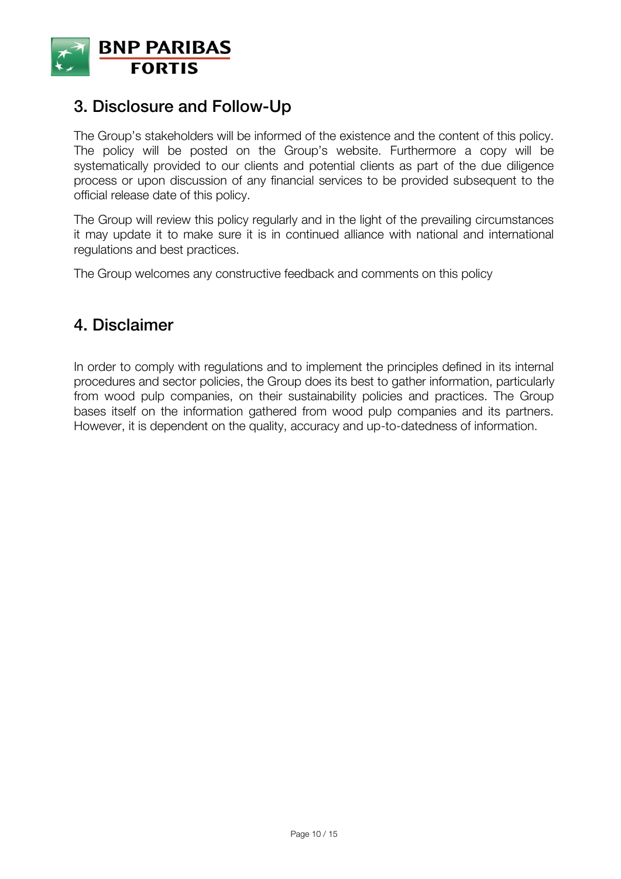## 3. Disclosure and Follow-Up

The Group's stakeholders will be informed of the existence and the content of this policy. The policy will be posted on the Group's website. Furthermore a copy will be systematically provided to our clients and potential clients as part of the due diligence process or upon discussion of any financial services to be provided subsequent to the official release date of this policy.

The Group will review this policy regularly and in the light of the prevailing circumstances it may update it to make sure it is in continued alliance with national and international regulations and best practices.

The Group welcomes any constructive feedback and comments on this policy

## 4. Disclaimer

In order to comply with regulations and to implement the principles defined in its internal procedures and sector policies, the Group does its best to gather information, particularly from wood pulp companies, on their sustainability policies and practices. The Group bases itself on the information gathered from wood pulp companies and its partners. However, it is dependent on the quality, accuracy and up-to-datedness of information.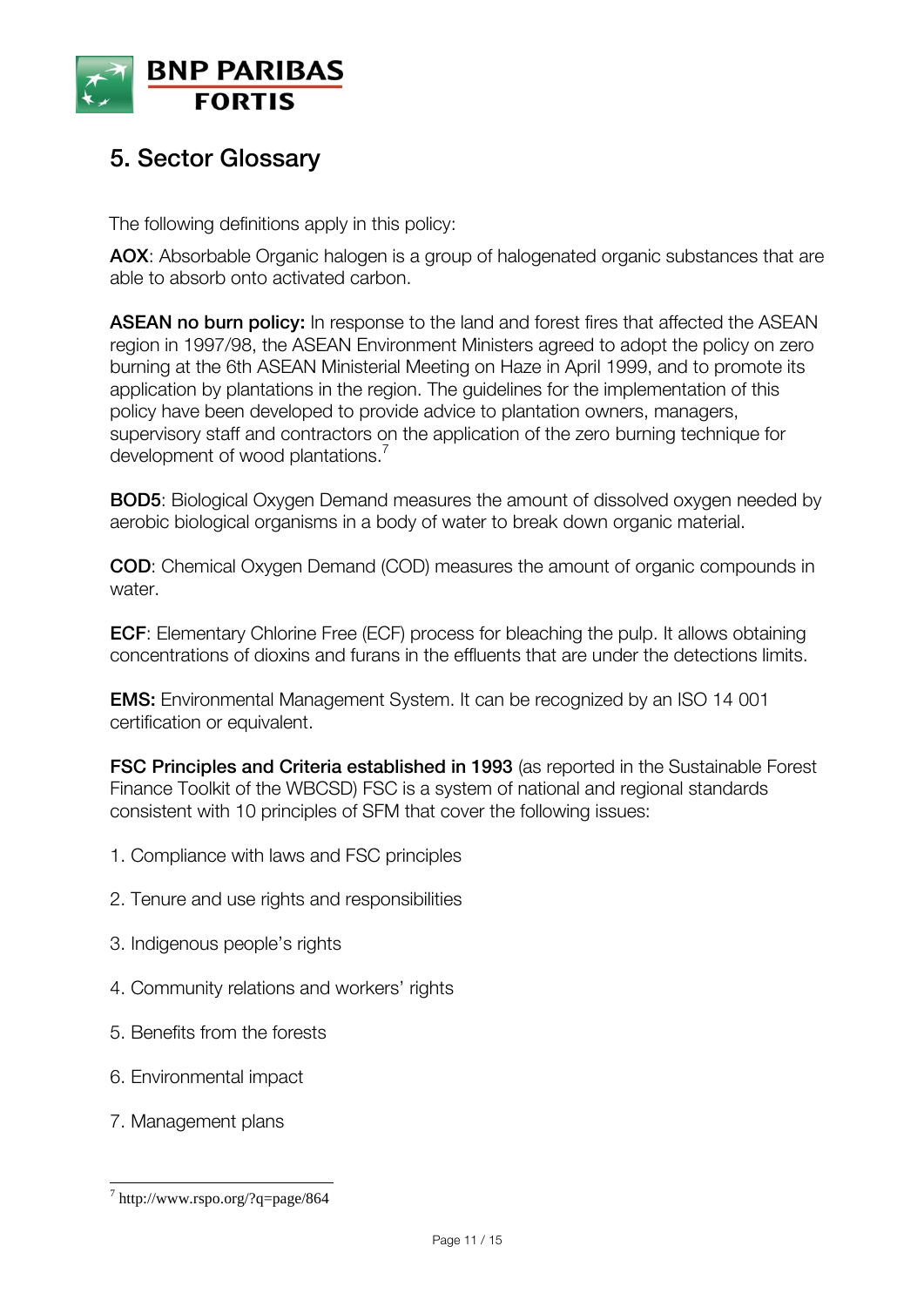## 5. Sector Glossary

The following definitions apply in this policy:

**AOX**: Absorbable Organic halogen is a group of halogenated organic substances that are able to absorb onto activated carbon.

**ASEAN no burn policy:** In response to the land and forest fires that affected the ASEAN region in 1997/98, the ASEAN Environment Ministers agreed to adopt the policy on zero burning at the 6th ASEAN Ministerial Meeting on Haze in April 1999, and to promote its application by plantations in the region. The guidelines for the implementation of this policy have been developed to provide advice to plantation owners, managers, supervisory staff and contractors on the application of the zero burning technique for development of wood plantations.[7]

**BOD5**: Biological Oxygen Demand measures the amount of dissolved oxygen needed by aerobic biological organisms in a body of water to break down organic material.

**COD**: Chemical Oxygen Demand (COD) measures the amount of organic compounds in water.

**ECF**: Elementary Chlorine Free (ECF) process for bleaching the pulp. It allows obtaining concentrations of dioxins and furans in the effluents that are under the detections limits.

**EMS:** Environmental Management System. It can be recognized by an ISO 14 001 certification or equivalent.

**FSC Principles and Criteria established in 1993** (as reported in the Sustainable Forest Finance Toolkit of the WBCSD) FSC is a system of national and regional standards consistent with 10 principles of SFM that cover the following issues:

1. Compliance with laws and FSC principles
2. Tenure and use rights and responsibilities
3. Indigenous people's rights
4. Community relations and workers' rights
5. Benefits from the forests
6. Environmental impact
7. Management plans

[7] http://www.rspo.org/?q=page/864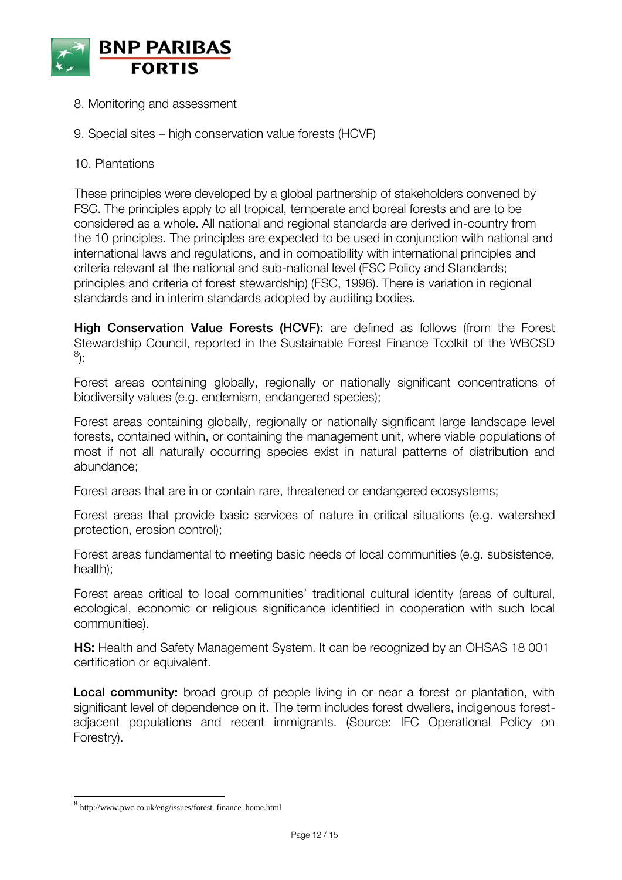8. Monitoring and assessment

9. Special sites – high conservation value forests (HCVF)

10. Plantations

These principles were developed by a global partnership of stakeholders convened by FSC. The principles apply to all tropical, temperate and boreal forests and are to be considered as a whole. All national and regional standards are derived in-country from the 10 principles. The principles are expected to be used in conjunction with national and international laws and regulations, and in compatibility with international principles and criteria relevant at the national and sub-national level (FSC Policy and Standards; principles and criteria of forest stewardship) (FSC, 1996). There is variation in regional standards and in interim standards adopted by auditing bodies.

**High Conservation Value Forests (HCVF):** are defined as follows (from the Forest Stewardship Council, reported in the Sustainable Forest Finance Toolkit of the WBCSD [8]):

Forest areas containing globally, regionally or nationally significant concentrations of biodiversity values (e.g. endemism, endangered species);

Forest areas containing globally, regionally or nationally significant large landscape level forests, contained within, or containing the management unit, where viable populations of most if not all naturally occurring species exist in natural patterns of distribution and abundance;

Forest areas that are in or contain rare, threatened or endangered ecosystems;

Forest areas that provide basic services of nature in critical situations (e.g. watershed protection, erosion control);

Forest areas fundamental to meeting basic needs of local communities (e.g. subsistence, health);

Forest areas critical to local communities' traditional cultural identity (areas of cultural, ecological, economic or religious significance identified in cooperation with such local communities).

**HS:** Health and Safety Management System. It can be recognized by an OHSAS 18 001 certification or equivalent.

**Local community:** broad group of people living in or near a forest or plantation, with significant level of dependence on it. The term includes forest dwellers, indigenous forest-adjacent populations and recent immigrants. (Source: IFC Operational Policy on Forestry).

---

[8] http://www.pwc.co.uk/eng/issues/forest_finance_home.html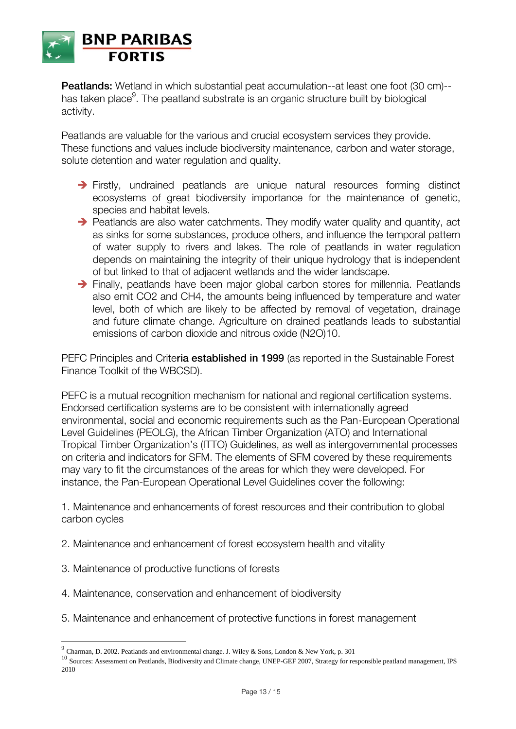**Peatlands:** Wetland in which substantial peat accumulation--at least one foot (30 cm)--has taken place[9]. The peatland substrate is an organic structure built by biological activity.

Peatlands are valuable for the various and crucial ecosystem services they provide. These functions and values include biodiversity maintenance, carbon and water storage, solute detention and water regulation and quality.

- Firstly, undrained peatlands are unique natural resources forming distinct ecosystems of great biodiversity importance for the maintenance of genetic, species and habitat levels.
- Peatlands are also water catchments. They modify water quality and quantity, act as sinks for some substances, produce others, and influence the temporal pattern of water supply to rivers and lakes. The role of peatlands in water regulation depends on maintaining the integrity of their unique hydrology that is independent of but linked to that of adjacent wetlands and the wider landscape.
- Finally, peatlands have been major global carbon stores for millennia. Peatlands also emit $CO_2$ and $CH_4$, the amounts being influenced by temperature and water level, both of which are likely to be affected by removal of vegetation, drainage and future climate change. Agriculture on drained peatlands leads to substantial emissions of carbon dioxide and nitrous oxide ($N_2O$)10.

PEFC Principles and Crite**ria established in 1999** (as reported in the Sustainable Forest Finance Toolkit of the WBCSD).

PEFC is a mutual recognition mechanism for national and regional certification systems. Endorsed certification systems are to be consistent with internationally agreed environmental, social and economic requirements such as the Pan-European Operational Level Guidelines (PEOLG), the African Timber Organization (ATO) and International Tropical Timber Organization's (ITTO) Guidelines, as well as intergovernmental processes on criteria and indicators for SFM. The elements of SFM covered by these requirements may vary to fit the circumstances of the areas for which they were developed. For instance, the Pan-European Operational Level Guidelines cover the following:

1. Maintenance and enhancements of forest resources and their contribution to global carbon cycles

2. Maintenance and enhancement of forest ecosystem health and vitality

3. Maintenance of productive functions of forests

4. Maintenance, conservation and enhancement of biodiversity

5. Maintenance and enhancement of protective functions in forest management

---

[9] Charman, D. 2002. Peatlands and environmental change. J. Wiley & Sons, London & New York, p. 301

[10] Sources: Assessment on Peatlands, Biodiversity and Climate change, UNEP-GEF 2007, Strategy for responsible peatland management, IPS 2010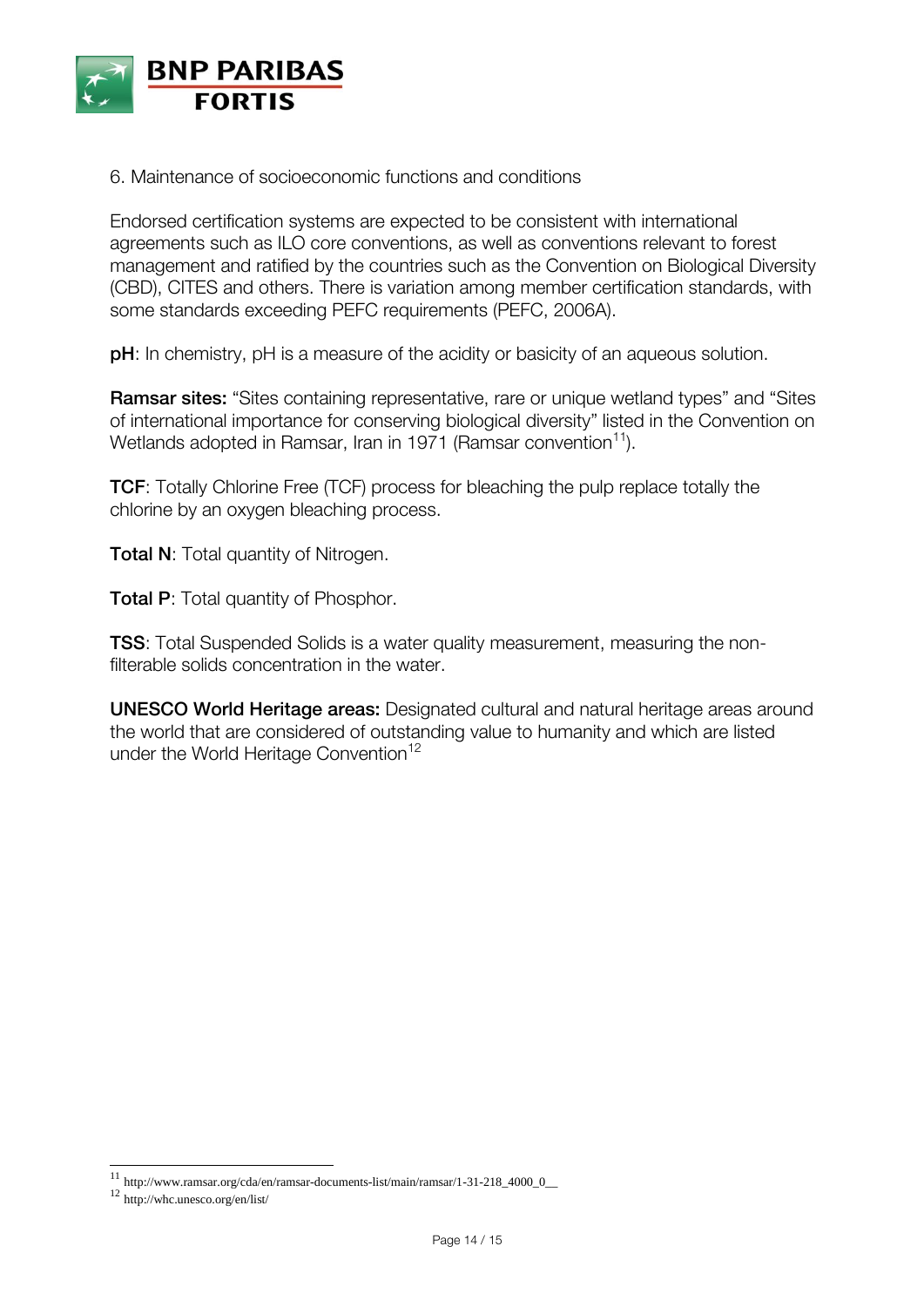6. Maintenance of socioeconomic functions and conditions

Endorsed certification systems are expected to be consistent with international agreements such as ILO core conventions, as well as conventions relevant to forest management and ratified by the countries such as the Convention on Biological Diversity (CBD), CITES and others. There is variation among member certification standards, with some standards exceeding PEFC requirements (PEFC, 2006A).

**pH**: In chemistry, pH is a measure of the acidity or basicity of an aqueous solution.

**Ramsar sites:** "Sites containing representative, rare or unique wetland types" and "Sites of international importance for conserving biological diversity" listed in the Convention on Wetlands adopted in Ramsar, Iran in 1971 (Ramsar convention[11]).

**TCF**: Totally Chlorine Free (TCF) process for bleaching the pulp replace totally the chlorine by an oxygen bleaching process.

**Total N**: Total quantity of Nitrogen.

**Total P**: Total quantity of Phosphor.

**TSS**: Total Suspended Solids is a water quality measurement, measuring the non-filterable solids concentration in the water.

**UNESCO World Heritage areas:** Designated cultural and natural heritage areas around the world that are considered of outstanding value to humanity and which are listed under the World Heritage Convention[12]

---

[11] http://www.ramsar.org/cda/en/ramsar-documents-list/main/ramsar/1-31-218_4000_0__

[12] http://whc.unesco.org/en/list/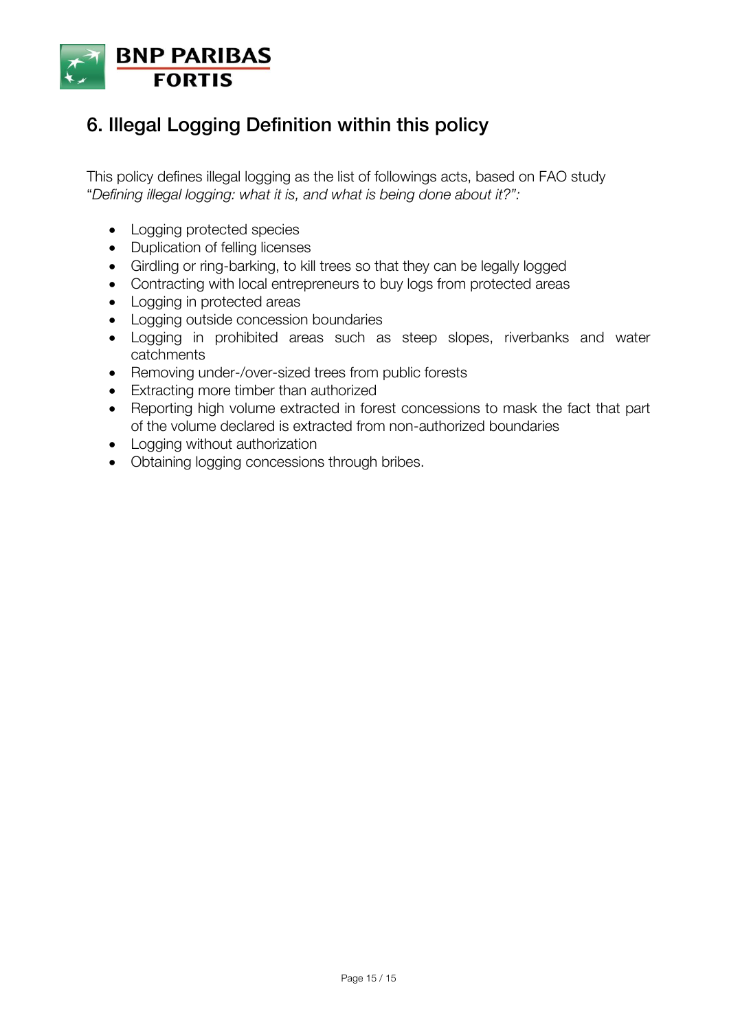## 6. Illegal Logging Definition within this policy

This policy defines illegal logging as the list of followings acts, based on FAO study "*Defining illegal logging: what it is, and what is being done about it?":*

- Logging protected species
- Duplication of felling licenses
- Girdling or ring-barking, to kill trees so that they can be legally logged
- Contracting with local entrepreneurs to buy logs from protected areas
- Logging in protected areas
- Logging outside concession boundaries
- Logging in prohibited areas such as steep slopes, riverbanks and water catchments
- Removing under-/over-sized trees from public forests
- Extracting more timber than authorized
- Reporting high volume extracted in forest concessions to mask the fact that part of the volume declared is extracted from non-authorized boundaries
- Logging without authorization
- Obtaining logging concessions through bribes.